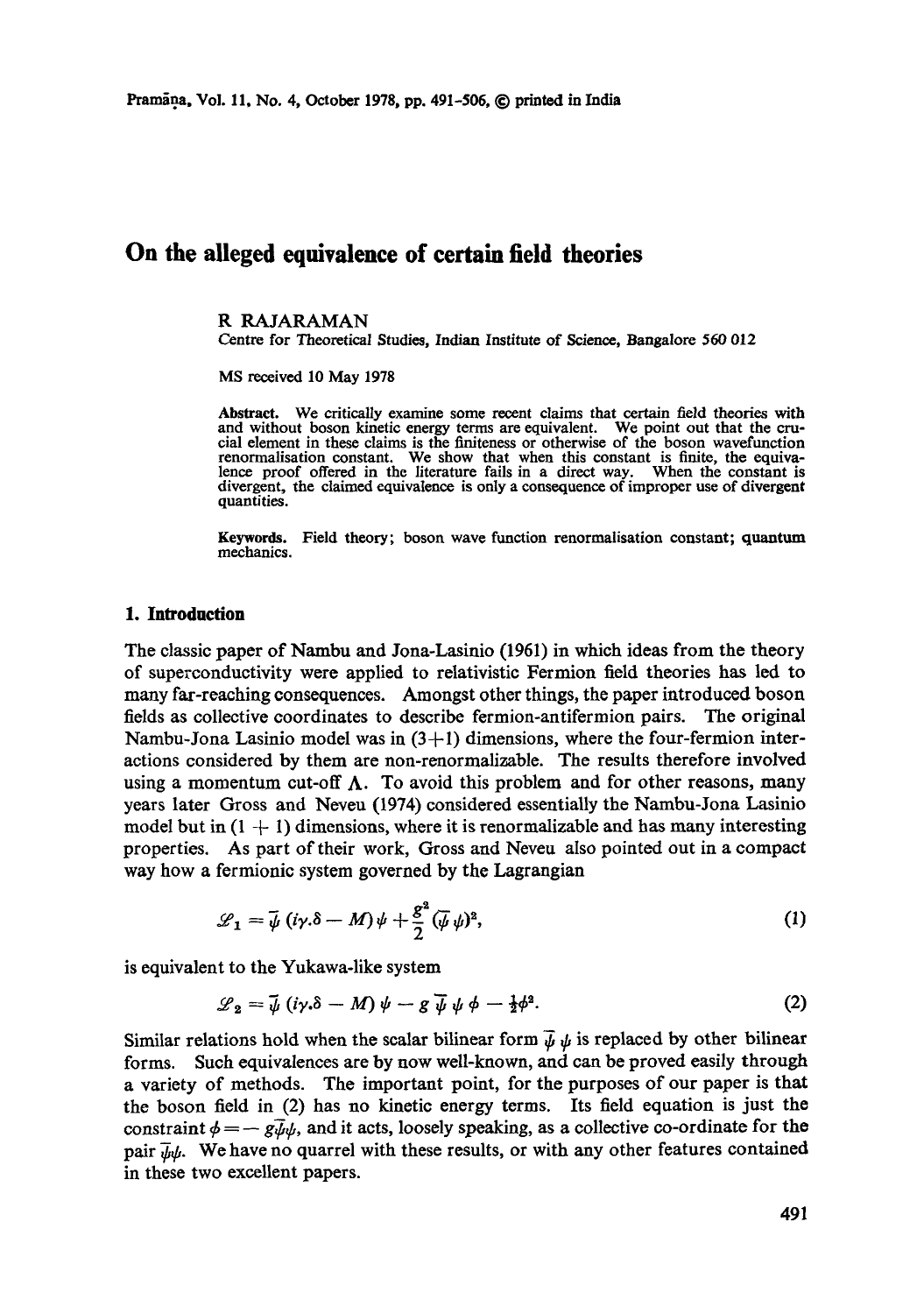# On the alleged equivalence of certain field theories

R RAJARAMAN

Centre for Theoretical Studies, Indian Institute of Science, Bangalore 560 012

MS received 10 May 1978

**Abstract.** We critically examine some recent claims that certain field theories with and without boson kinetic energy terms are equivalent. We point out that the crucial element in these claims is the finiteness or otherwise of the boson wavefunction renormalisation constant. We show that when this constant is finite, the equivalence proof offered in the literature fails in a direct way. When the constant is divergent, the claimed equivalence is only a consequence of improper use of divergent quantities.

**Keywords.** Field theory; boson wave function renormalisation constant; quantum mechanics.

## 1. Introduction

The classic paper of Nambu and Jona-Lasinio (1961) in which ideas from the theory of superconductivity were applied to relativistic Fermion field theories has led to many far-reaching consequences. Amongst other things, the paper introduced boson fields as collective coordinates to describe fermion-antifermion pairs. The original Nambu-Jona Lasinio model was in $(3+1)$ dimensions, where the four-fermion interactions considered by them are non-renormalizable. The results therefore involved using a momentum cut-off $\Lambda$. To avoid this problem and for other reasons, many years later Gross and Neveu (1974) considered essentially the Nambu-Jona Lasinio model but in $(1+1)$ dimensions, where it is renormalizable and has many interesting properties. As part of their work, Gross and Neveu also pointed out in a compact way how a fermionic system governed by the Lagrangian

$$\mathscr{L}_1 = \bar{\psi}\,(i\gamma.\delta - M)\,\psi + \frac{g^2}{2}\,(\bar{\psi}\,\psi)^2, \tag{1}$$

is equivalent to the Yukawa-like system

$$\mathscr{L}_2 = \bar{\psi}\,(i\gamma.\delta - M)\,\psi - g\,\bar{\psi}\,\psi\,\phi - \tfrac{1}{2}\phi^2. \tag{2}$$

Similar relations hold when the scalar bilinear form $\bar{\psi}\,\psi$ is replaced by other bilinear forms. Such equivalences are by now well-known, and can be proved easily through a variety of methods. The important point, for the purposes of our paper is that the boson field in (2) has no kinetic energy terms. Its field equation is just the constraint $\phi = -g\bar{\psi}\psi$, and it acts, loosely speaking, as a collective co-ordinate for the pair $\bar{\psi}\psi$. We have no quarrel with these results, or with any other features contained in these two excellent papers.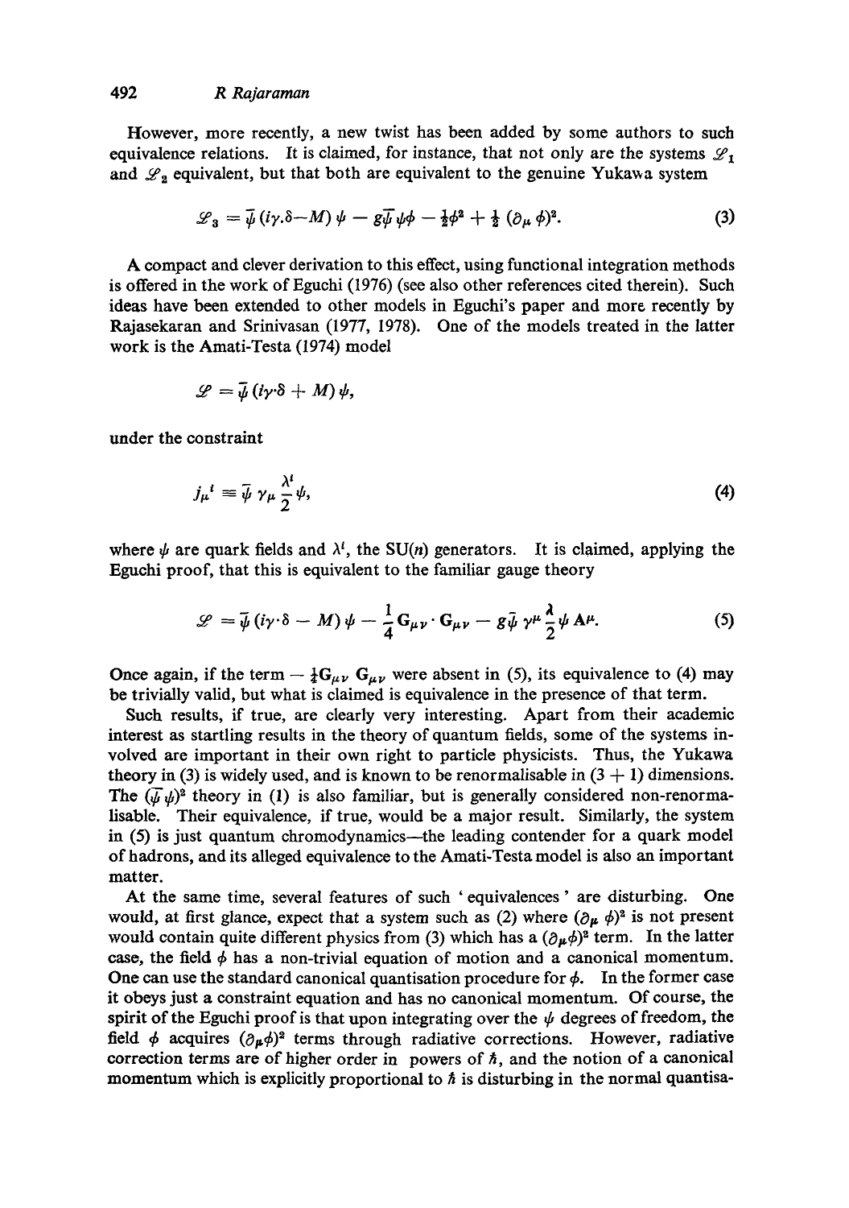However, more recently, a new twist has been added by some authors to such equivalence relations. It is claimed, for instance, that not only are the systems $\mathscr{L}_1$ and $\mathscr{L}_2$ equivalent, but that both are equivalent to the genuine Yukawa system

$$\mathscr{L}_3 = \bar{\psi}\,(i\gamma.\delta - M)\,\psi - g\bar{\psi}\psi\phi - \tfrac{1}{2}\phi^2 + \tfrac{1}{2}\,(\partial_\mu\,\phi)^2. \tag{3}$$

A compact and clever derivation to this effect, using functional integration methods is offered in the work of Eguchi (1976) (see also other references cited therein). Such ideas have been extended to other models in Eguchi's paper and more recently by Rajasekaran and Srinivasan (1977, 1978). One of the models treated in the latter work is the Amati-Testa (1974) model

$$\mathscr{L} = \bar{\psi}\,(i\gamma\cdot\delta + M)\,\psi,$$

under the constraint

$$j_\mu{}^i \equiv \bar{\psi}\,\gamma_\mu\,\frac{\lambda^i}{2}\,\psi, \tag{4}$$

where $\psi$ are quark fields and $\lambda^i$, the SU($n$) generators. It is claimed, applying the Eguchi proof, that this is equivalent to the familiar gauge theory

$$\mathscr{L} = \bar{\psi}\,(i\gamma\cdot\delta - M)\,\psi - \frac{1}{4}\,\mathbf{G}_{\mu\nu}\cdot\mathbf{G}_{\mu\nu} - g\bar{\psi}\,\gamma^\mu\,\frac{\boldsymbol{\lambda}}{2}\,\psi\,\mathbf{A}^\mu. \tag{5}$$

Once again, if the term $-\frac{1}{4}\mathbf{G}_{\mu\nu}\,\mathbf{G}_{\mu\nu}$ were absent in (5), its equivalence to (4) may be trivially valid, but what is claimed is equivalence in the presence of that term.

Such results, if true, are clearly very interesting. Apart from their academic interest as startling results in the theory of quantum fields, some of the systems involved are important in their own right to particle physicists. Thus, the Yukawa theory in (3) is widely used, and is known to be renormalisable in $(3+1)$ dimensions. The $(\bar{\psi}\psi)^2$ theory in (1) is also familiar, but is generally considered non-renormalisable. Their equivalence, if true, would be a major result. Similarly, the system in (5) is just quantum chromodynamics—the leading contender for a quark model of hadrons, and its alleged equivalence to the Amati-Testa model is also an important matter.

At the same time, several features of such 'equivalences' are disturbing. One would, at first glance, expect that a system such as (2) where $(\partial_\mu\,\phi)^2$ is not present would contain quite different physics from (3) which has a $(\partial_\mu\phi)^2$ term. In the latter case, the field $\phi$ has a non-trivial equation of motion and a canonical momentum. One can use the standard canonical quantisation procedure for $\phi$. In the former case it obeys just a constraint equation and has no canonical momentum. Of course, the spirit of the Eguchi proof is that upon integrating over the $\psi$ degrees of freedom, the field $\phi$ acquires $(\partial_\mu\phi)^2$ terms through radiative corrections. However, radiative correction terms are of higher order in powers of $\hbar$, and the notion of a canonical momentum which is explicitly proportional to $\hbar$ is disturbing in the normal quantisa-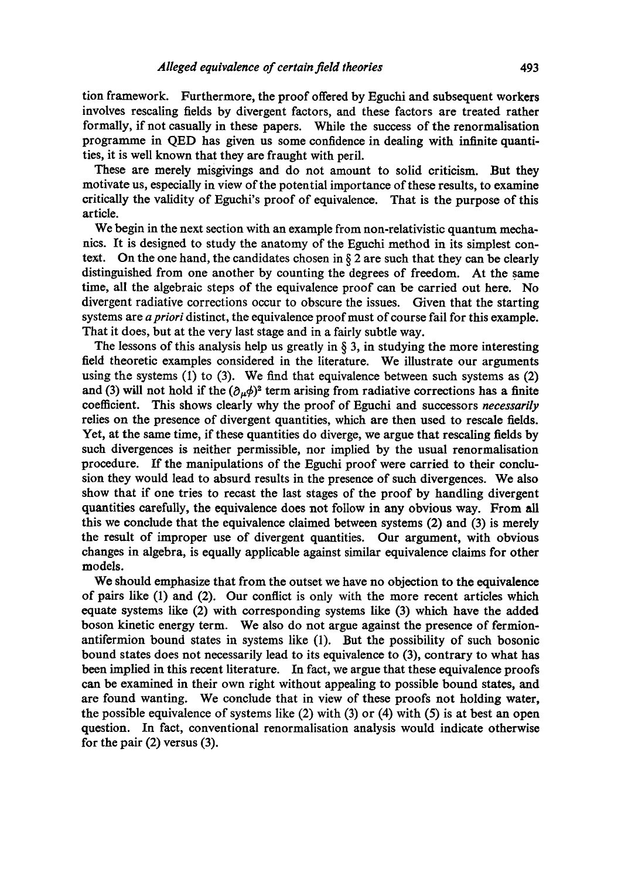tion framework. Furthermore, the proof offered by Eguchi and subsequent workers involves rescaling fields by divergent factors, and these factors are treated rather formally, if not casually in these papers. While the success of the renormalisation programme in QED has given us some confidence in dealing with infinite quantities, it is well known that they are fraught with peril.

These are merely misgivings and do not amount to solid criticism. But they motivate us, especially in view of the potential importance of these results, to examine critically the validity of Eguchi's proof of equivalence. That is the purpose of this article.

We begin in the next section with an example from non-relativistic quantum mechanics. It is designed to study the anatomy of the Eguchi method in its simplest context. On the one hand, the candidates chosen in § 2 are such that they can be clearly distinguished from one another by counting the degrees of freedom. At the same time, all the algebraic steps of the equivalence proof can be carried out here. No divergent radiative corrections occur to obscure the issues. Given that the starting systems are *a priori* distinct, the equivalence proof must of course fail for this example. That it does, but at the very last stage and in a fairly subtle way.

The lessons of this analysis help us greatly in § 3, in studying the more interesting field theoretic examples considered in the literature. We illustrate our arguments using the systems (1) to (3). We find that equivalence between such systems as (2) and (3) will not hold if the $(\partial_\mu \phi)^2$ term arising from radiative corrections has a finite coefficient. This shows clearly why the proof of Eguchi and successors *necessarily* relies on the presence of divergent quantities, which are then used to rescale fields. Yet, at the same time, if these quantities do diverge, we argue that rescaling fields by such divergences is neither permissible, nor implied by the usual renormalisation procedure. If the manipulations of the Eguchi proof were carried to their conclusion they would lead to absurd results in the presence of such divergences. We also show that if one tries to recast the last stages of the proof by handling divergent quantities carefully, the equivalence does not follow in any obvious way. From all this we conclude that the equivalence claimed between systems (2) and (3) is merely the result of improper use of divergent quantities. Our argument, with obvious changes in algebra, is equally applicable against similar equivalence claims for other models.

We should emphasize that from the outset we have no objection to the equivalence of pairs like (1) and (2). Our conflict is only with the more recent articles which equate systems like (2) with corresponding systems like (3) which have the added boson kinetic energy term. We also do not argue against the presence of fermion-antifermion bound states in systems like (1). But the possibility of such bosonic bound states does not necessarily lead to its equivalence to (3), contrary to what has been implied in this recent literature. In fact, we argue that these equivalence proofs can be examined in their own right without appealing to possible bound states, and are found wanting. We conclude that in view of these proofs not holding water, the possible equivalence of systems like (2) with (3) or (4) with (5) is at best an open question. In fact, conventional renormalisation analysis would indicate otherwise for the pair (2) versus (3).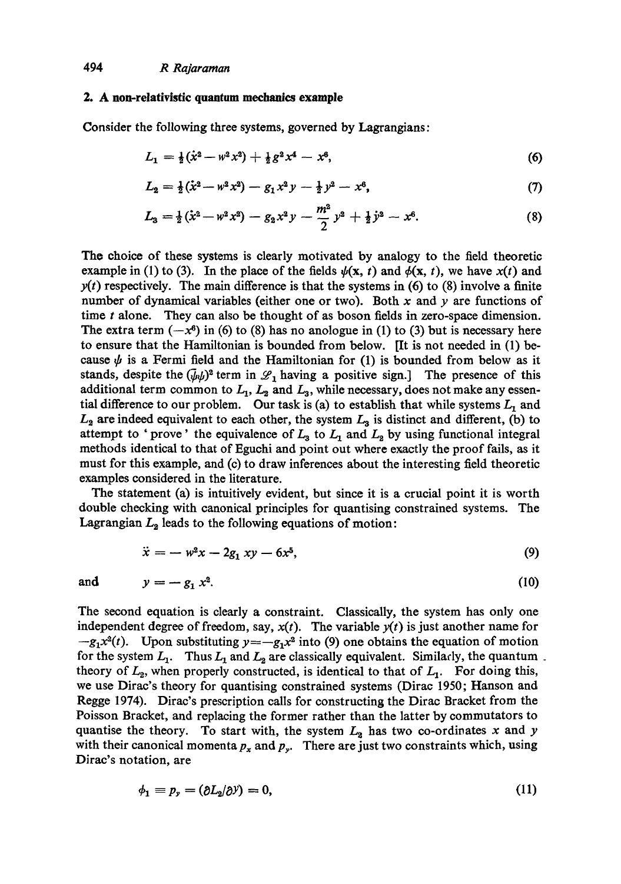## 2. A non-relativistic quantum mechanics example

Consider the following three systems, governed by Lagrangians:

$$L_1 = \tfrac{1}{2}(\dot{x}^2 - w^2 x^2) + \tfrac{1}{2} g^2 x^4 - x^6, \tag{6}$$

$$L_2 = \tfrac{1}{2}(\dot{x}^2 - w^2 x^2) - g_1 x^2 y - \tfrac{1}{2} y^2 - x^6, \tag{7}$$

$$L_3 = \tfrac{1}{2}(\dot{x}^2 - w^2 x^2) - g_2 x^2 y - \frac{m^2}{2} y^2 + \tfrac{1}{2} \dot{y}^2 - x^6. \tag{8}$$

The choice of these systems is clearly motivated by analogy to the field theoretic example in (1) to (3). In the place of the fields $\psi(\mathbf{x}, t)$ and $\phi(\mathbf{x}, t)$, we have $x(t)$ and $y(t)$ respectively. The main difference is that the systems in (6) to (8) involve a finite number of dynamical variables (either one or two). Both $x$ and $y$ are functions of time $t$ alone. They can also be thought of as boson fields in zero-space dimension. The extra term $(-x^6)$ in (6) to (8) has no anologue in (1) to (3) but is necessary here to ensure that the Hamiltonian is bounded from below. [It is not needed in (1) because $\psi$ is a Fermi field and the Hamiltonian for (1) is bounded from below as it stands, despite the $(\bar{\psi}\psi)^2$ term in $\mathscr{L}_1$ having a positive sign.] The presence of this additional term common to $L_1$, $L_2$ and $L_3$, while necessary, does not make any essential difference to our problem. Our task is (a) to establish that while systems $L_1$ and $L_2$ are indeed equivalent to each other, the system $L_3$ is distinct and different, (b) to attempt to 'prove' the equivalence of $L_3$ to $L_1$ and $L_2$ by using functional integral methods identical to that of Eguchi and point out where exactly the proof fails, as it must for this example, and (c) to draw inferences about the interesting field theoretic examples considered in the literature.

The statement (a) is intuitively evident, but since it is a crucial point it is worth double checking with canonical principles for quantising constrained systems. The Lagrangian $L_2$ leads to the following equations of motion:

$$\ddot{x} = -w^2 x - 2g_1 xy - 6x^5, \tag{9}$$

and

$$y = -g_1 x^2. \tag{10}$$

The second equation is clearly a constraint. Classically, the system has only one independent degree of freedom, say, $x(t)$. The variable $y(t)$ is just another name for $-g_1 x^2(t)$. Upon substituting $y = -g_1 x^2$ into (9) one obtains the equation of motion for the system $L_1$. Thus $L_1$ and $L_2$ are classically equivalent. Similarly, the quantum theory of $L_2$, when properly constructed, is identical to that of $L_1$. For doing this, we use Dirac's theory for quantising constrained systems (Dirac 1950; Hanson and Regge 1974). Dirac's prescription calls for constructing the Dirac Bracket from the Poisson Bracket, and replacing the former rather than the latter by commutators to quantise the theory. To start with, the system $L_2$ has two co-ordinates $x$ and $y$ with their canonical momenta $p_x$ and $p_y$. There are just two constraints which, using Dirac's notation, are

$$\phi_1 \equiv p_y = (\partial L_2 / \partial \dot{y}) = 0, \tag{11}$$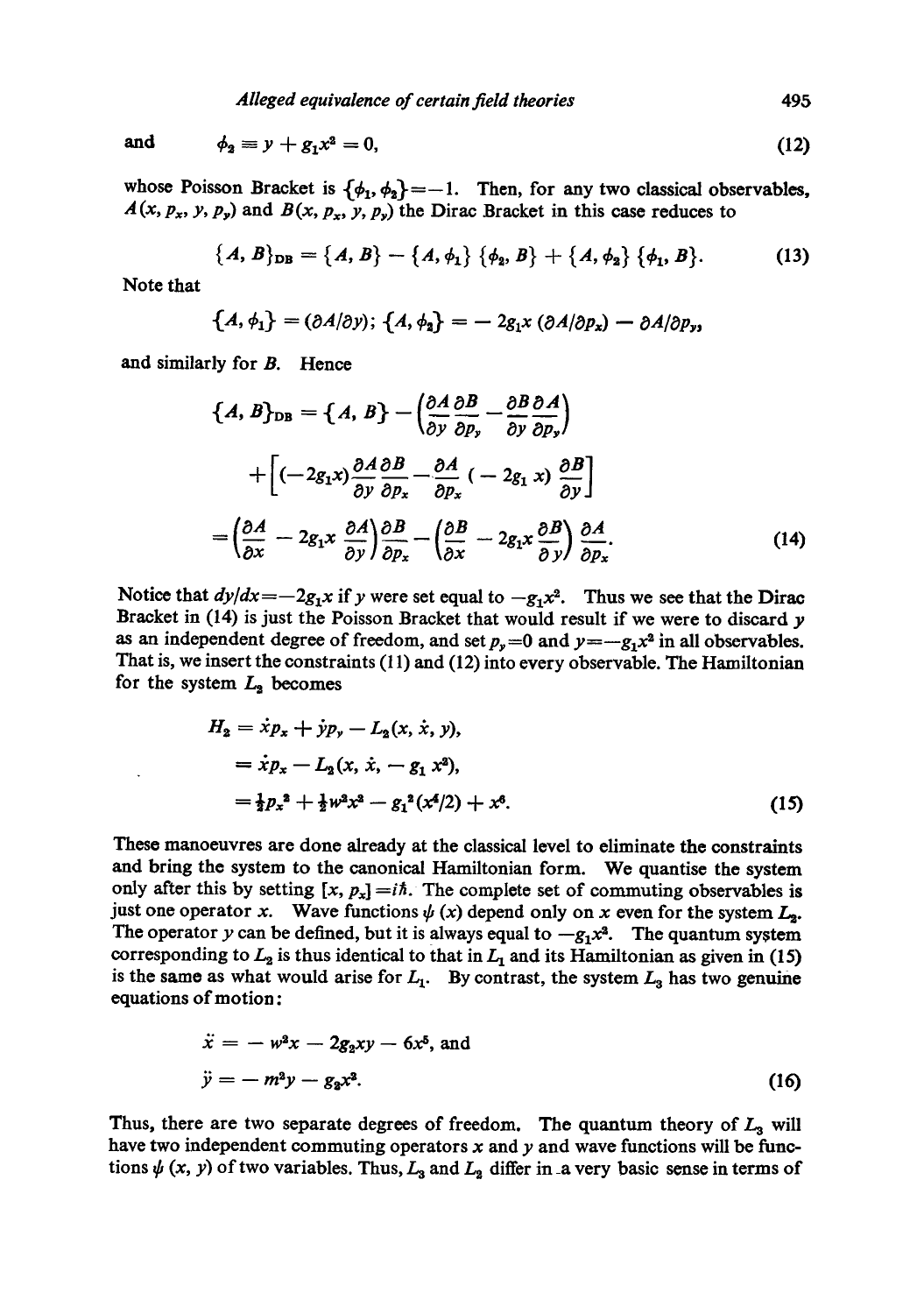and $\qquad \phi_2 \equiv y + g_1 x^2 = 0,$ (12)

whose Poisson Bracket is $\{\phi_1, \phi_2\} = -1$. Then, for any two classical observables, $A(x, p_x, y, p_y)$ and $B(x, p_x, y, p_y)$ the Dirac Bracket in this case reduces to

$$\{A, B\}_{\text{DB}} = \{A, B\} - \{A, \phi_1\}\{\phi_2, B\} + \{A, \phi_2\}\{\phi_1, B\}. \tag{13}$$

Note that

$$\{A, \phi_1\} = (\partial A/\partial y); \; \{A, \phi_2\} = -2g_1 x\, (\partial A/\partial p_x) - \partial A/\partial p_y,$$

and similarly for $B$. Hence

$$\begin{aligned}
\{A, B\}_{\text{DB}} &= \{A, B\} - \left(\frac{\partial A}{\partial y}\frac{\partial B}{\partial p_y} - \frac{\partial B}{\partial y}\frac{\partial A}{\partial p_y}\right) \\
&\quad + \left[(-2g_1 x)\frac{\partial A}{\partial y}\frac{\partial B}{\partial p_x} - \frac{\partial A}{\partial p_x}(-2g_1 x)\frac{\partial B}{\partial y}\right] \\
&= \left(\frac{\partial A}{\partial x} - 2g_1 x\frac{\partial A}{\partial y}\right)\frac{\partial B}{\partial p_x} - \left(\frac{\partial B}{\partial x} - 2g_1 x\frac{\partial B}{\partial y}\right)\frac{\partial A}{\partial p_x}.
\end{aligned} \tag{14}$$

Notice that $dy/dx = -2g_1 x$ if $y$ were set equal to $-g_1 x^2$. Thus we see that the Dirac Bracket in (14) is just the Poisson Bracket that would result if we were to discard $y$ as an independent degree of freedom, and set $p_y = 0$ and $y = -g_1 x^2$ in all observables. That is, we insert the constraints (11) and (12) into every observable. The Hamiltonian for the system $L_2$ becomes

$$\begin{aligned}
H_2 &= \dot{x} p_x + \dot{y} p_y - L_2(x, \dot{x}, y), \\
&= \dot{x} p_x - L_2(x, \dot{x}, -g_1 x^2), \\
&= \tfrac{1}{2} p_x^2 + \tfrac{1}{2} w^2 x^2 - g_1^2 (x^4/2) + x^6.
\end{aligned} \tag{15}$$

These manoeuvres are done already at the classical level to eliminate the constraints and bring the system to the canonical Hamiltonian form. We quantise the system only after this by setting $[x, p_x] = i\hbar$. The complete set of commuting observables is just one operator $x$. Wave functions $\psi(x)$ depend only on $x$ even for the system $L_2$. The operator $y$ can be defined, but it is always equal to $-g_1 x^2$. The quantum system corresponding to $L_2$ is thus identical to that in $L_1$ and its Hamiltonian as given in (15) is the same as what would arise for $L_1$. By contrast, the system $L_3$ has two genuine equations of motion:

$$\begin{aligned}
\ddot{x} &= -w^2 x - 2g_2 xy - 6x^5, \text{ and} \\
\ddot{y} &= -m^2 y - g_2 x^2.
\end{aligned} \tag{16}$$

Thus, there are two separate degrees of freedom. The quantum theory of $L_3$ will have two independent commuting operators $x$ and $y$ and wave functions will be functions $\psi(x, y)$ of two variables. Thus, $L_3$ and $L_2$ differ in a very basic sense in terms of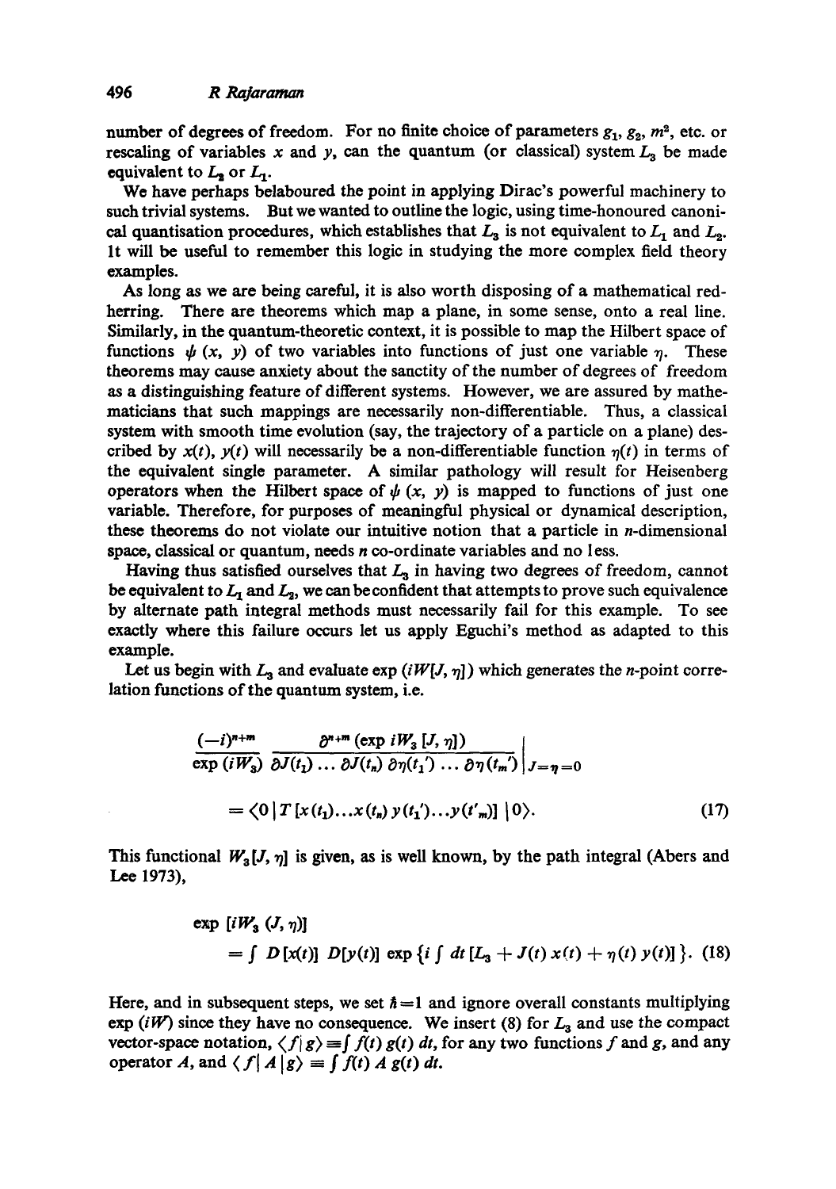number of degrees of freedom. For no finite choice of parameters $g_1$, $g_2$, $m^2$, etc. or rescaling of variables $x$ and $y$, can the quantum (or classical) system $L_3$ be made equivalent to $L_2$ or $L_1$.

We have perhaps belaboured the point in applying Dirac's powerful machinery to such trivial systems. But we wanted to outline the logic, using time-honoured canonical quantisation procedures, which establishes that $L_3$ is not equivalent to $L_1$ and $L_2$. It will be useful to remember this logic in studying the more complex field theory examples.

As long as we are being careful, it is also worth disposing of a mathematical red-herring. There are theorems which map a plane, in some sense, onto a real line. Similarly, in the quantum-theoretic context, it is possible to map the Hilbert space of functions $\psi(x, y)$ of two variables into functions of just one variable $\eta$. These theorems may cause anxiety about the sanctity of the number of degrees of freedom as a distinguishing feature of different systems. However, we are assured by mathematicians that such mappings are necessarily non-differentiable. Thus, a classical system with smooth time evolution (say, the trajectory of a particle on a plane) described by $x(t)$, $y(t)$ will necessarily be a non-differentiable function $\eta(t)$ in terms of the equivalent single parameter. A similar pathology will result for Heisenberg operators when the Hilbert space of $\psi(x, y)$ is mapped to functions of just one variable. Therefore, for purposes of meaningful physical or dynamical description, these theorems do not violate our intuitive notion that a particle in $n$-dimensional space, classical or quantum, needs $n$ co-ordinate variables and no less.

Having thus satisfied ourselves that $L_3$ in having two degrees of freedom, cannot be equivalent to $L_1$ and $L_2$, we can be confident that attempts to prove such equivalence by alternate path integral methods must necessarily fail for this example. To see exactly where this failure occurs let us apply Eguchi's method as adapted to this example.

Let us begin with $L_3$ and evaluate $\exp(iW[J, \eta])$ which generates the $n$-point correlation functions of the quantum system, i.e.

$$
\frac{(-i)^{n+m}}{\exp(iW_3)} \frac{\partial^{n+m}(\exp iW_3[J, \eta])}{\partial J(t_1)\ldots\partial J(t_n)\,\partial\eta(t_1')\ldots\partial\eta(t_m')}\Bigg|_{J=\eta=0}
$$

$$
= \langle 0 | T[x(t_1)\ldots x(t_n)\, y(t_1')\ldots y(t'_m)] \,|0\rangle. \tag{17}
$$

This functional $W_3[J, \eta]$ is given, as is well known, by the path integral (Abers and Lee 1973),

$$
\exp[iW_3(J, \eta)]
$$

$$
= \int D[x(t)]\, D[y(t)] \exp\left\{ i \int dt\, [L_3 + J(t)\, x(t) + \eta(t)\, y(t)] \right\}. \tag{18}
$$

Here, and in subsequent steps, we set $\hbar = 1$ and ignore overall constants multiplying $\exp(iW)$ since they have no consequence. We insert (8) for $L_3$ and use the compact vector-space notation, $\langle f | g \rangle \equiv \int f(t)\, g(t)\, dt$, for any two functions $f$ and $g$, and any operator $A$, and $\langle f | A | g \rangle \equiv \int f(t)\, A\, g(t)\, dt$.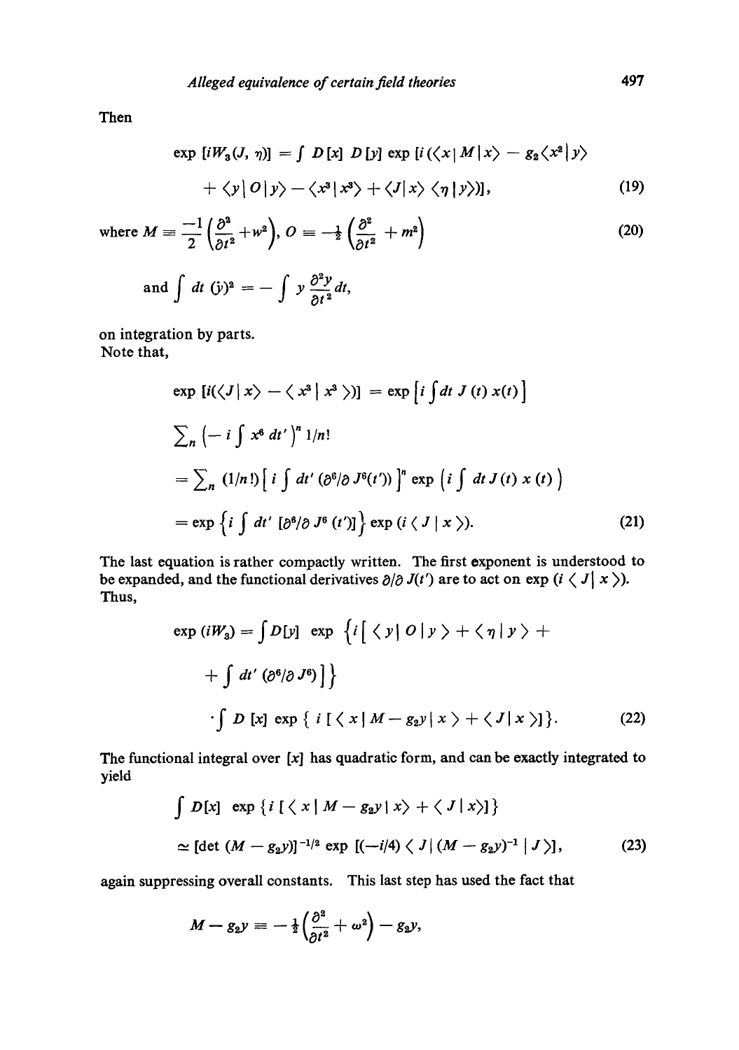Then

$$\exp [iW_3(J, \eta)] = \int D[x]\, D[y] \exp [i (\langle x | M | x \rangle - g_2 \langle x^2 | y \rangle + \langle y | O | y \rangle - \langle x^3 | x^3 \rangle + \langle J | x \rangle \langle \eta | y \rangle)], \tag{19}$$

$$\text{where } M \equiv \frac{-1}{2}\left(\frac{\partial^2}{\partial t^2} + w^2\right),\; O \equiv -\tfrac{1}{2}\left(\frac{\partial^2}{\partial t^2} + m^2\right) \tag{20}$$

$$\text{and} \int dt\, (\dot{y})^2 = - \int y \frac{\partial^2 y}{\partial t^2} dt,$$

on integration by parts.

Note that,

$$\exp [i(\langle J | x \rangle - \langle x^3 | x^3 \rangle)] = \exp \left[ i \int dt\, J(t)\, x(t) \right]$$

$$\sum_n \left( - i \int x^6\, dt' \right)^n 1/n!$$

$$= \sum_n (1/n!) \left[ i \int dt' \,(\partial^6/\partial J^6(t')) \right]^n \exp \left( i \int dt\, J(t)\, x(t) \right)$$

$$= \exp \left\{ i \int dt' \,[\partial^6/\partial J^6(t')] \right\} \exp (i \langle J | x \rangle). \tag{21}$$

The last equation is rather compactly written. The first exponent is understood to be expanded, and the functional derivatives $\partial/\partial J(t')$ are to act on $\exp (i \langle J | x \rangle)$. Thus,

$$\exp (iW_3) = \int D[y] \exp \left\{ i \left[ \langle y | O | y \rangle + \langle \eta | y \rangle + \int dt' \,(\partial^6/\partial J^6) \right] \right\}$$

$$\cdot \int D[x] \exp \{ i [ \langle x | M - g_2 y | x \rangle + \langle J | x \rangle ] \}. \tag{22}$$

The functional integral over $[x]$ has quadratic form, and can be exactly integrated to yield

$$\int D[x] \exp \{ i [ \langle x | M - g_2 y | x \rangle + \langle J | x \rangle ] \}$$

$$\simeq [\det (M - g_2 y)]^{-1/2} \exp [(-i/4) \langle J | (M - g_2 y)^{-1} | J \rangle], \tag{23}$$

again suppressing overall constants. This last step has used the fact that

$$M - g_2 y \equiv -\tfrac{1}{2}\left(\frac{\partial^2}{\partial t^2} + \omega^2\right) - g_2 y,$$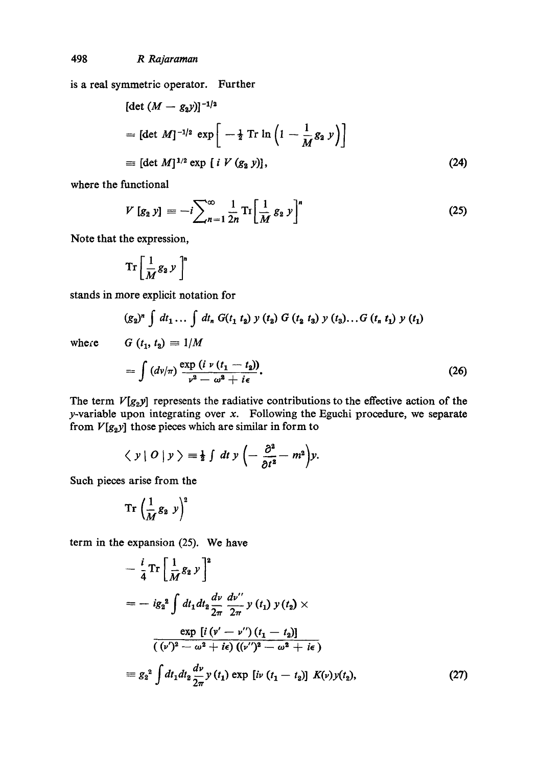is a real symmetric operator. Further

$$
\begin{aligned}
&[\det (M - g_2 y)]^{-1/2} \\
&= [\det M]^{-1/2} \exp\left[ -\tfrac{1}{2} \operatorname{Tr} \ln \left(1 - \frac{1}{M} g_2\, y\right)\right] \\
&\equiv [\det M]^{1/2} \exp\,[\, i\, V\, (g_2\, y)],
\end{aligned}
\tag{24}
$$

where the functional

$$
V\,[g_2\, y] \equiv -i \sum_{n=1}^{\infty} \frac{1}{2n} \operatorname{Tr} \left[\frac{1}{M}\, g_2\, y\right]^n \tag{25}
$$

Note that the expression,

$$
\operatorname{Tr} \left[\frac{1}{M} g_2\, y\right]^n
$$

stands in more explicit notation for

$$
(g_2)^n \int dt_1 \ldots \int dt_n\, G(t_1\, t_2)\, y\,(t_2)\, G\,(t_2\, t_3)\, y\,(t_3) \ldots G\,(t_n\, t_1)\, y\,(t_1)
$$

where $G\,(t_1, t_2) \equiv 1/M$

$$
= \int (d\nu/\pi) \frac{\exp\,(i\, \nu\, (t_1 - t_2))}{\nu^2 - \omega^2 + i\epsilon}. \tag{26}
$$

The term $V[g_2 y]$ represents the radiative contributions to the effective action of the $y$-variable upon integrating over $x$. Following the Eguchi procedure, we separate from $V[g_2 y]$ those pieces which are similar in form to

$$
\langle\, y \mid O \mid y\, \rangle \equiv \tfrac{1}{2} \int dt\, y \left(- \frac{\partial^2}{\partial t^2} - m^2\right) y.
$$

Such pieces arise from the

$$
\operatorname{Tr} \left(\frac{1}{M} g_2\, y\right)^2
$$

term in the expansion (25). We have

$$
\begin{aligned}
&- \frac{i}{4} \operatorname{Tr} \left[\frac{1}{M} g_2\, y\right]^2 \\
&= -\, i g_2^{\,2} \int dt_1 dt_2 \frac{d\nu'}{2\pi} \frac{d\nu''}{2\pi}\, y\,(t_1)\, y\,(t_2)\, \times \\
&\qquad \frac{\exp\,[i\,(\nu' - \nu'')\,(t_1 - t_2)]}{(\,(\nu')^2 - \omega^2 + i\epsilon)\,((\nu'')^2 - \omega^2 + i\epsilon\,)} \\
&\equiv g_2^{\,2} \int dt_1 dt_2 \frac{d\nu}{2\pi}\, y\,(t_1) \exp\,[i\nu\,(t_1 - t_2)]\; K(\nu) y(t_2),
\end{aligned}
\tag{27}
$$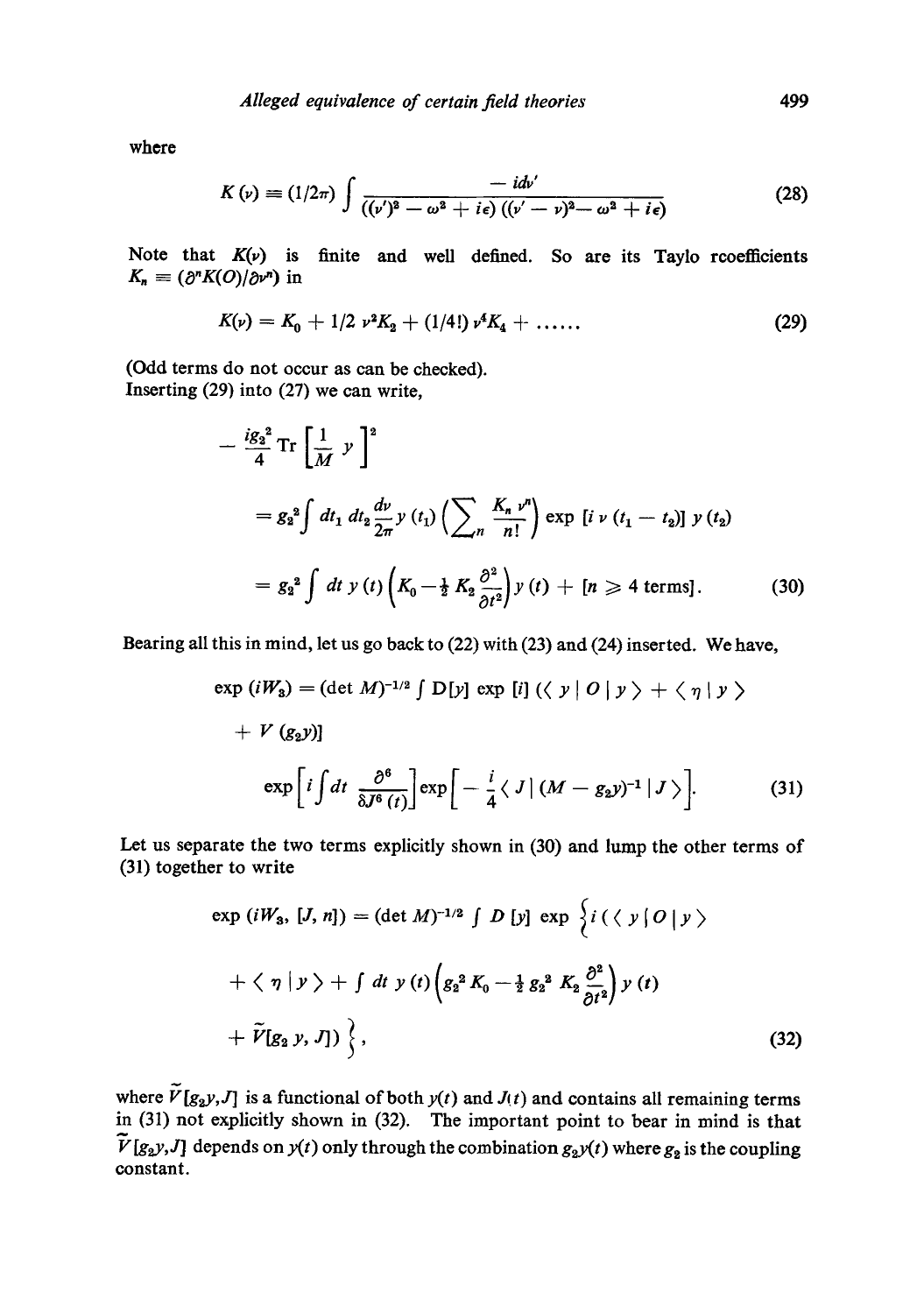where

$$K(\nu) \equiv (1/2\pi) \int \frac{-id\nu'}{((\nu')^2 - \omega^2 + i\epsilon)((\nu' - \nu)^2 - \omega^2 + i\epsilon)} \tag{28}$$

Note that $K(\nu)$ is finite and well defined. So are its Taylo rcoefficients $K_n \equiv (\partial^n K(O)/\partial \nu^n)$ in

$$K(\nu) = K_0 + 1/2\, \nu^2 K_2 + (1/4!)\, \nu^4 K_4 + \ldots\ldots \tag{29}$$

(Odd terms do not occur as can be checked).
Inserting (29) into (27) we can write,

$$-\frac{ig_2^2}{4} \operatorname{Tr} \left[\frac{1}{M} y\right]^2$$

$$= g_2^2 \int dt_1\, dt_2 \frac{d\nu}{2\pi} y(t_1) \left(\sum_n \frac{K_n \nu^n}{n!}\right) \exp\left[i\nu(t_1 - t_2)\right] y(t_2)$$

$$= g_2^2 \int dt\, y(t) \left(K_0 - \tfrac{1}{2} K_2 \frac{\partial^2}{\partial t^2}\right) y(t) + [n \geqslant 4 \text{ terms}]. \tag{30}$$

Bearing all this in mind, let us go back to (22) with (23) and (24) inserted. We have,

$$\exp(iW_3) = (\det M)^{-1/2} \int D[y] \exp[i]\left(\langle y \mid O \mid y \rangle + \langle \eta \mid y \rangle + V(g_2 y)\right]$$

$$\exp\left[i \int dt \frac{\partial^6}{\delta J^6(t)}\right] \exp\left[-\frac{i}{4} \langle J \mid (M - g_2 y)^{-1} \mid J \rangle\right]. \tag{31}$$

Let us separate the two terms explicitly shown in (30) and lump the other terms of (31) together to write

$$\exp(iW_3, [J, n]) = (\det M)^{-1/2} \int D[y] \exp\Big\{i\,(\langle y \mid O \mid y \rangle$$

$$+ \langle \eta \mid y \rangle + \int dt\, y(t) \left(g_2^2 K_0 - \tfrac{1}{2} g_2^2 K_2 \frac{\partial^2}{\partial t^2}\right) y(t)$$

$$+ \tilde{V}[g_2 y, J])\Big\}, \tag{32}$$

where $\tilde{V}[g_2 y, J]$ is a functional of both $y(t)$ and $J(t)$ and contains all remaining terms in (31) not explicitly shown in (32). The important point to bear in mind is that $\tilde{V}[g_2 y, J]$ depends on $y(t)$ only through the combination $g_2 y(t)$ where $g_2$ is the coupling constant.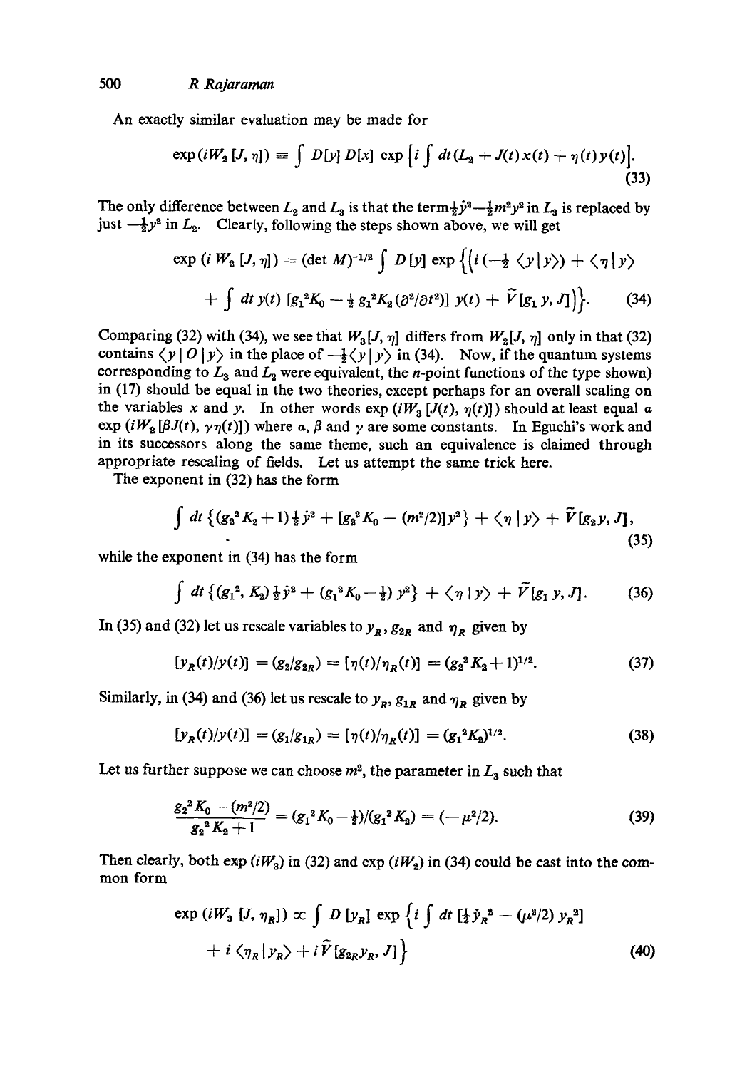An exactly similar evaluation may be made for

$$\exp(iW_2[J,\eta]) \equiv \int D[y]\, D[x]\, \exp\left[i \int dt (L_2 + J(t)x(t) + \eta(t)y(t)\right]. \tag{33}$$

The only difference between $L_2$ and $L_3$ is that the term $\frac{1}{2}\dot{y}^2 - \frac{1}{2}m^2y^2$ in $L_3$ is replaced by just $-\frac{1}{2}y^2$ in $L_2$. Clearly, following the steps shown above, we will get

$$\exp(i\, W_2\, [J,\eta]) = (\det M)^{-1/2} \int D[y] \exp\Big\{\big(i\,(-\tfrac{1}{2}\,\langle y\,|\,y\rangle) + \langle \eta\,|\,y\rangle$$

$$+ \int dt\; y(t)\; [g_1^2 K_0 - \tfrac{1}{2}\, g_1^2 K_2 (\partial^2/\partial t^2)]\; y(t) + \tilde{V}[g_1\, y, J]\big)\Big\}. \tag{34}$$

Comparing (32) with (34), we see that $W_3[J,\eta]$ differs from $W_2[J,\eta]$ only in that (32) contains $\langle y\,|\,O\,|\,y\rangle$ in the place of $-\frac{1}{2}\langle y\,|\,y\rangle$ in (34). Now, if the quantum systems corresponding to $L_3$ and $L_2$ were equivalent, the $n$-point functions of the type shown) in (17) should be equal in the two theories, except perhaps for an overall scaling on the variables $x$ and $y$. In other words $\exp(iW_3[J(t),\eta(t)])$ should at least equal $\alpha$ $\exp(iW_2[\beta J(t), \gamma\eta(t)])$ where $\alpha$, $\beta$ and $\gamma$ are some constants. In Eguchi's work and in its successors along the same theme, such an equivalence is claimed through appropriate rescaling of fields. Let us attempt the same trick here.

The exponent in (32) has the form

$$\int dt \left\{(g_2^2 K_2 + 1)\tfrac{1}{2}\dot{y}^2 + [g_2^2 K_0 - (m^2/2)]y^2\right\} + \langle \eta\,|\,y\rangle + \tilde{V}[g_2 y, J], \tag{35}$$

while the exponent in (34) has the form

$$\int dt \left\{(g_1^2, K_2)\tfrac{1}{2}\dot{y}^2 + (g_1^2 K_0 - \tfrac{1}{2})\, y^2\right\} + \langle \eta\,|\,y\rangle + \tilde{V}[g_1\, y, J]. \tag{36}$$

In (35) and (32) let us rescale variables to $y_R$, $g_{2R}$ and $\eta_R$ given by

$$[y_R(t)/y(t)] = (g_2/g_{2R}) = [\eta(t)/\eta_R(t)] = (g_2^2 K_2 + 1)^{1/2}. \tag{37}$$

Similarly, in (34) and (36) let us rescale to $y_R$, $g_{1R}$ and $\eta_R$ given by

$$[y_R(t)/y(t)] = (g_1/g_{1R}) = [\eta(t)/\eta_R(t)] = (g_1^2 K_2)^{1/2}. \tag{38}$$

Let us further suppose we can choose $m^2$, the parameter in $L_3$ such that

$$\frac{g_2^2 K_0 - (m^2/2)}{g_2^2 K_2 + 1} = (g_1^2 K_0 - \tfrac{1}{2})/(g_1^2 K_2) \equiv (-\mu^2/2). \tag{39}$$

Then clearly, both $\exp(iW_3)$ in (32) and $\exp(iW_2)$ in (34) could be cast into the common form

$$\exp(iW_3\,[J,\eta_R]) \propto \int D\,[y_R]\, \exp\Big\{i \int dt\, [\tfrac{1}{2}\dot{y}_R^2 - (\mu^2/2)\, y_R^2]$$

$$+ i\,\langle \eta_R\,|\,y_R\rangle + i\,\tilde{V}[g_{2R} y_R, J]\Big\} \tag{40}$$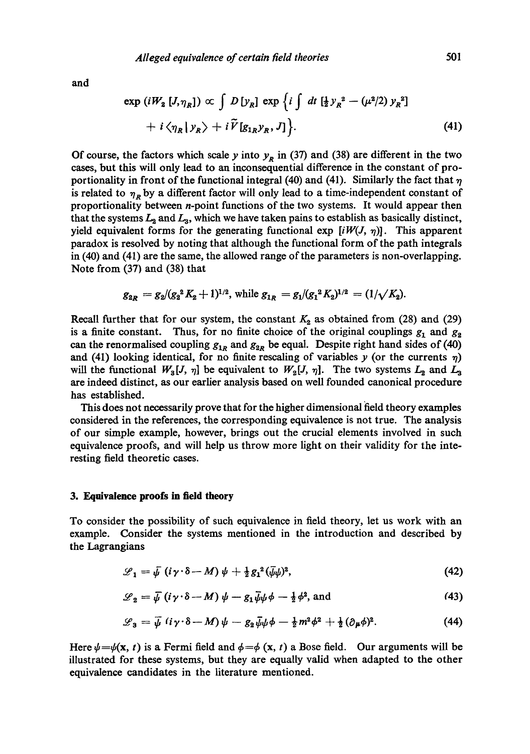and

$$\exp\left(iW_2\left[J,\eta_R\right]\right) \propto \int D\left[y_R\right] \exp\left\{i\int dt\, \left[\tfrac{1}{2}\dot{y}_R^{\,2} - (\mu^2/2)\, y_R^{\,2}\right] + i\langle \eta_R | y_R\rangle + i\tilde{V}\left[g_{1R}y_R, J\right]\right\}. \tag{41}$$

Of course, the factors which scale $y$ into $y_R$ in (37) and (38) are different in the two cases, but this will only lead to an inconsequential difference in the constant of proportionality in front of the functional integral (40) and (41). Similarly the fact that $\eta$ is related to $\eta_R$ by a different factor will only lead to a time-independent constant of proportionality between $n$-point functions of the two systems. It would appear then that the systems $L_2$ and $L_3$, which we have taken pains to establish as basically distinct, yield equivalent forms for the generating functional $\exp\left[iW(J,\eta)\right]$. This apparent paradox is resolved by noting that although the functional form of the path integrals in (40) and (41) are the same, the allowed range of the parameters is non-overlapping. Note from (37) and (38) that

$$g_{2R} = g_2/(g_2^2 K_2 + 1)^{1/2}, \text{ while } g_{1R} = g_1/(g_1^2 K_2)^{1/2} = (1/\sqrt{K_2}).$$

Recall further that for our system, the constant $K_2$ as obtained from (28) and (29) is a finite constant. Thus, for no finite choice of the original couplings $g_1$ and $g_2$ can the renormalised coupling $g_{1R}$ and $g_{2R}$ be equal. Despite right hand sides of (40) and (41) looking identical, for no finite rescaling of variables $y$ (or the currents $\eta$) will the functional $W_3[J,\eta]$ be equivalent to $W_2[J,\eta]$. The two systems $L_2$ and $L_3$ are indeed distinct, as our earlier analysis based on well founded canonical procedure has established.

This does not necessarily prove that for the higher dimensional field theory examples considered in the references, the corresponding equivalence is not true. The analysis of our simple example, however, brings out the crucial elements involved in such equivalence proofs, and will help us throw more light on their validity for the interesting field theoretic cases.

## 3. Equivalence proofs in field theory

To consider the possibility of such equivalence in field theory, let us work with an example. Consider the systems mentioned in the introduction and described by the Lagrangians

$$\mathscr{L}_1 = \bar{\psi}\,(i\gamma\cdot\delta - M)\,\psi + \tfrac{1}{2}g_1^2(\bar{\psi}\psi)^2, \tag{42}$$

$$\mathscr{L}_2 = \bar{\psi}\,(i\gamma\cdot\delta - M)\,\psi - g_1\bar{\psi}\psi\phi - \tfrac{1}{2}\phi^2, \text{ and} \tag{43}$$

$$\mathscr{L}_3 = \bar{\psi}\,(i\gamma\cdot\delta - M)\,\psi - g_2\bar{\psi}\psi\phi - \tfrac{1}{2}m^2\phi^2 + \tfrac{1}{2}(\partial_\mu\phi)^2. \tag{44}$$

Here $\psi = \psi(\mathbf{x}, t)$ is a Fermi field and $\phi = \phi\,(\mathbf{x}, t)$ a Bose field. Our arguments will be illustrated for these systems, but they are equally valid when adapted to the other equivalence candidates in the literature mentioned.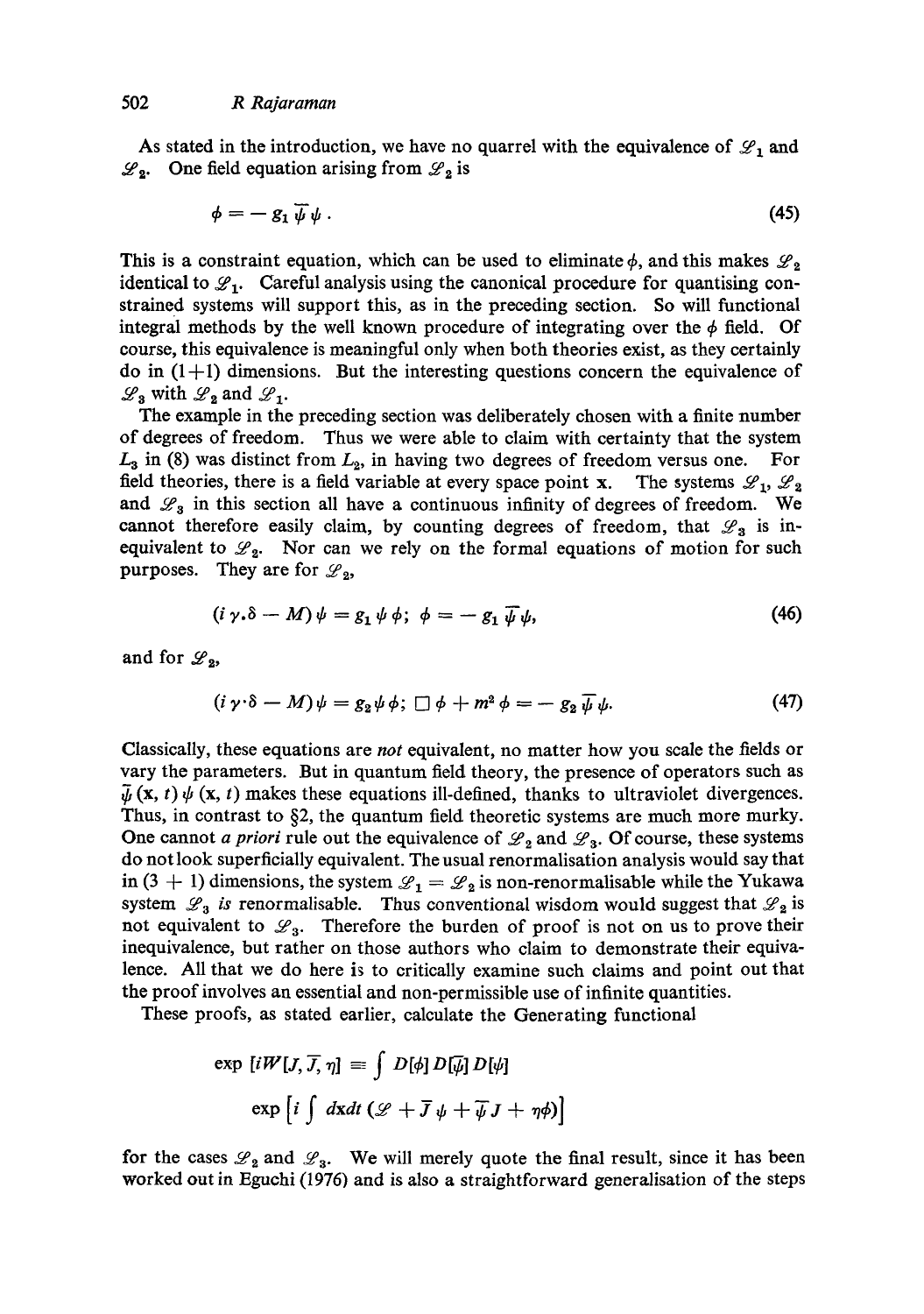As stated in the introduction, we have no quarrel with the equivalence of $\mathscr{L}_1$ and $\mathscr{L}_2$. One field equation arising from $\mathscr{L}_2$ is

$$\phi = - g_1 \bar{\psi} \psi . \tag{45}$$

This is a constraint equation, which can be used to eliminate $\phi$, and this makes $\mathscr{L}_2$ identical to $\mathscr{L}_1$. Careful analysis using the canonical procedure for quantising constrained systems will support this, as in the preceding section. So will functional integral methods by the well known procedure of integrating over the $\phi$ field. Of course, this equivalence is meaningful only when both theories exist, as they certainly do in $(1+1)$ dimensions. But the interesting questions concern the equivalence of $\mathscr{L}_3$ with $\mathscr{L}_2$ and $\mathscr{L}_1$.

The example in the preceding section was deliberately chosen with a finite number of degrees of freedom. Thus we were able to claim with certainty that the system $L_3$ in (8) was distinct from $L_2$, in having two degrees of freedom versus one. For field theories, there is a field variable at every space point $\mathbf{x}$. The systems $\mathscr{L}_1$, $\mathscr{L}_2$ and $\mathscr{L}_3$ in this section all have a continuous infinity of degrees of freedom. We cannot therefore easily claim, by counting degrees of freedom, that $\mathscr{L}_3$ is inequivalent to $\mathscr{L}_2$. Nor can we rely on the formal equations of motion for such purposes. They are for $\mathscr{L}_2$,

$$(i \gamma . \delta - M) \psi = g_1 \psi \phi ; \; \phi = - g_1 \bar{\psi} \psi , \tag{46}$$

and for $\mathscr{L}_2$,

$$(i \gamma \cdot \delta - M) \psi = g_2 \psi \phi ; \; \Box \phi + m^2 \phi = - g_2 \bar{\psi} \psi . \tag{47}$$

Classically, these equations are *not* equivalent, no matter how you scale the fields or vary the parameters. But in quantum field theory, the presence of operators such as $\bar{\psi}(\mathbf{x}, t) \psi(\mathbf{x}, t)$ makes these equations ill-defined, thanks to ultraviolet divergences. Thus, in contrast to §2, the quantum field theoretic systems are much more murky. One cannot *a priori* rule out the equivalence of $\mathscr{L}_2$ and $\mathscr{L}_3$. Of course, these systems do not look superficially equivalent. The usual renormalisation analysis would say that in $(3 + 1)$ dimensions, the system $\mathscr{L}_1 = \mathscr{L}_2$ is non-renormalisable while the Yukawa system $\mathscr{L}_3$ *is* renormalisable. Thus conventional wisdom would suggest that $\mathscr{L}_2$ is not equivalent to $\mathscr{L}_3$. Therefore the burden of proof is not on us to prove their inequivalence, but rather on those authors who claim to demonstrate their equivalence. All that we do here is to critically examine such claims and point out that the proof involves an essential and non-permissible use of infinite quantities.

These proofs, as stated earlier, calculate the Generating functional

$$\exp\,[iW[J, \bar{J}, \eta] \equiv \int D[\phi] D[\bar{\psi}] D[\psi] \exp \left[ i \int d\mathbf{x} dt \, (\mathscr{L} + \bar{J} \psi + \bar{\psi} J + \eta \phi) \right]$$

for the cases $\mathscr{L}_2$ and $\mathscr{L}_3$. We will merely quote the final result, since it has been worked out in Eguchi (1976) and is also a straightforward generalisation of the steps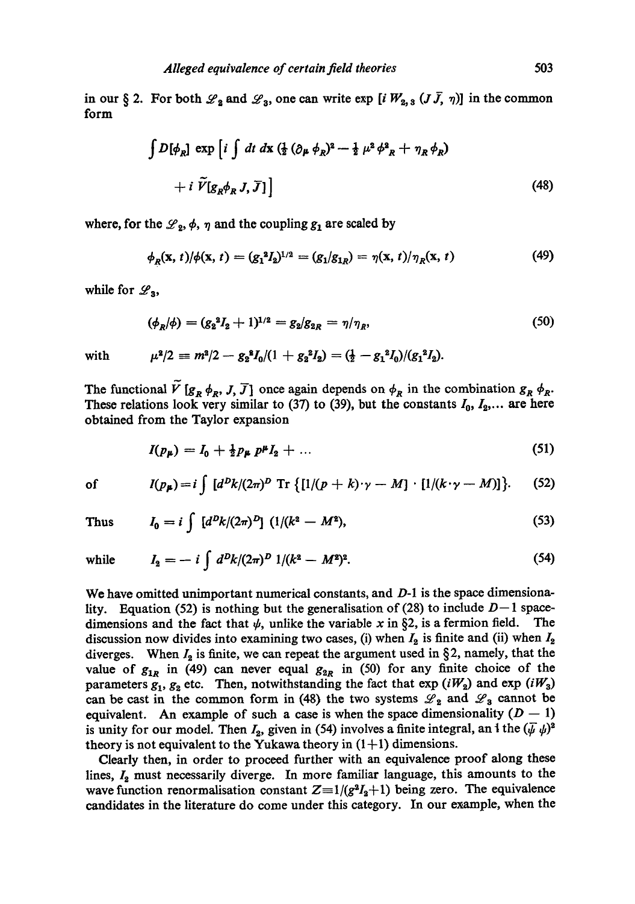in our § 2. For both $\mathscr{L}_2$ and $\mathscr{L}_3$, one can write $\exp [i\, W_{2,3} (J \bar{J}, \eta)]$ in the common form

$$\int D[\phi_R] \exp \Big[ i \int dt\, d\mathbf{x}\, (\tfrac{1}{2} (\partial_\mu \phi_R)^2 - \tfrac{1}{2} \mu^2 \phi^2{}_R + \eta_R \phi_R) \\ + i\, \tilde{V}[g_R \phi_R\, J, \bar{J}] \Big] \tag{48}$$

where, for the $\mathscr{L}_2$, $\phi$, $\eta$ and the coupling $g_1$ are scaled by

$$\phi_R(\mathbf{x}, t)/\phi(\mathbf{x}, t) = (g_1{}^2 I_2)^{1/2} = (g_1/g_{1R}) = \eta(\mathbf{x}, t)/\eta_R(\mathbf{x}, t) \tag{49}$$

while for $\mathscr{L}_3$,

$$(\phi_R/\phi) = (g_2{}^2 I_2 + 1)^{1/2} = g_2/g_{2R} = \eta/\eta_R, \tag{50}$$

with $\quad \mu^2/2 \equiv m^2/2 - g_2{}^2 I_0/(1 + g_2{}^2 I_2) = (\tfrac{1}{2} - g_1{}^2 I_0)/(g_1{}^2 I_2).$

The functional $\tilde{V}\, [g_R\, \phi_R,\, J,\, \bar{J}]$ once again depends on $\phi_R$ in the combination $g_R\, \phi_R$. These relations look very similar to (37) to (39), but the constants $I_0$, $I_2$,... are here obtained from the Taylor expansion

$$I(p_\mu) = I_0 + \tfrac{1}{2} p_\mu\, p^\mu I_2 + \ldots \tag{51}$$

of

$$I(p_\mu) = i \int [d^D k/(2\pi)^D \operatorname{Tr} \{[1/(p + k)\cdot\gamma - M] \cdot [1/(k\cdot\gamma - M)]\}. \tag{52}$$

Thus

$$I_0 = i \int [d^D k/(2\pi)^D] \; (1/(k^2 - M^2), \tag{53}$$

while

$$I_2 = -\, i \int d^D k/(2\pi)^D \; 1/(k^2 - M^2)^2. \tag{54}$$

We have omitted unimportant numerical constants, and $D$-1 is the space dimensionality. Equation (52) is nothing but the generalisation of (28) to include $D-1$ space-dimensions and the fact that $\psi$, unlike the variable $x$ in §2, is a fermion field. The discussion now divides into examining two cases, (i) when $I_2$ is finite and (ii) when $I_2$ diverges. When $I_2$ is finite, we can repeat the argument used in §2, namely, that the value of $g_{1R}$ in (49) can never equal $g_{2R}$ in (50) for any finite choice of the parameters $g_1$, $g_2$ etc. Then, notwithstanding the fact that $\exp\,(iW_2)$ and $\exp\,(iW_3)$ can be cast in the common form in (48) the two systems $\mathscr{L}_2$ and $\mathscr{L}_3$ cannot be equivalent. An example of such a case is when the space dimensionality $(D - 1)$ is unity for our model. Then $I_2$, given in (54) involves a finite integral, an i the $(\bar{\psi}\, \psi)^2$ theory is not equivalent to the Yukawa theory in (1+1) dimensions.

Clearly then, in order to proceed further with an equivalence proof along these lines, $I_2$ must necessarily diverge. In more familiar language, this amounts to the wave function renormalisation constant $Z \equiv 1/(g^2 I_2 + 1)$ being zero. The equivalence candidates in the literature do come under this category. In our example, when the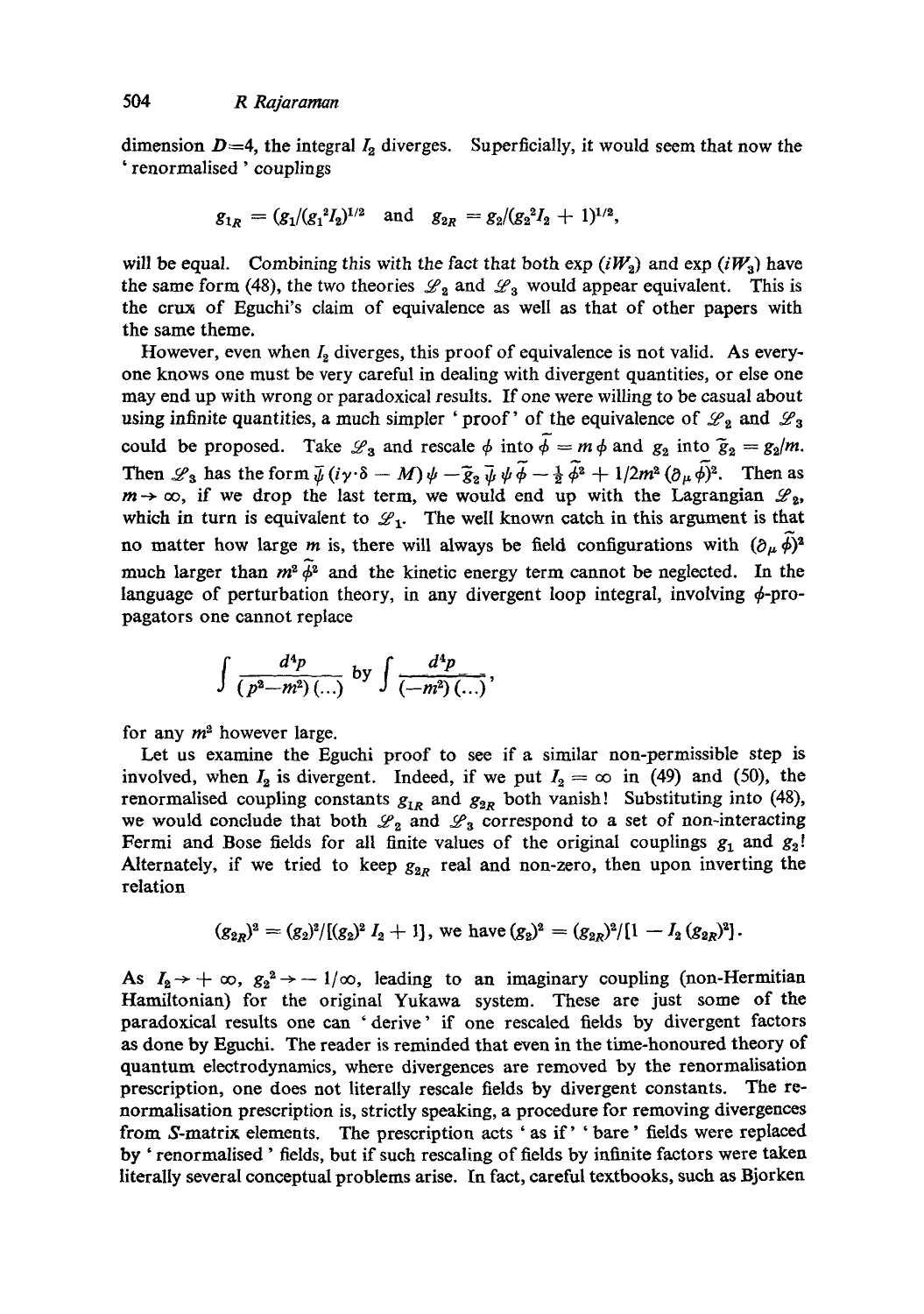dimension $D=4$, the integral $I_2$ diverges. Superficially, it would seem that now the 'renormalised' couplings

$$g_{1R} = (g_1/(g_1^2 I_2)^{1/2} \quad \text{and} \quad g_{2R} = g_2/(g_2^2 I_2 + 1)^{1/2},$$

will be equal. Combining this with the fact that both $\exp(iW_2)$ and $\exp(iW_3)$ have the same form (48), the two theories $\mathscr{L}_2$ and $\mathscr{L}_3$ would appear equivalent. This is the crux of Eguchi's claim of equivalence as well as that of other papers with the same theme.

However, even when $I_2$ diverges, this proof of equivalence is not valid. As everyone knows one must be very careful in dealing with divergent quantities, or else one may end up with wrong or paradoxical results. If one were willing to be casual about using infinite quantities, a much simpler 'proof' of the equivalence of $\mathscr{L}_2$ and $\mathscr{L}_3$ could be proposed. Take $\mathscr{L}_3$ and rescale $\phi$ into $\tilde{\phi} = m\phi$ and $g_2$ into $\tilde{g}_2 = g_2/m$. Then $\mathscr{L}_3$ has the form $\bar{\psi}(i\gamma\cdot\delta - M)\psi - \tilde{g}_2\bar{\psi}\psi\tilde{\phi} - \frac{1}{2}\tilde{\phi}^2 + 1/2m^2(\partial_\mu\tilde{\phi})^2$. Then as $m\to\infty$, if we drop the last term, we would end up with the Lagrangian $\mathscr{L}_2$, which in turn is equivalent to $\mathscr{L}_1$. The well known catch in this argument is that no matter how large $m$ is, there will always be field configurations with $(\partial_\mu\tilde{\phi})^2$ much larger than $m^2\tilde{\phi}^2$ and the kinetic energy term cannot be neglected. In the language of perturbation theory, in any divergent loop integral, involving $\phi$-propagators one cannot replace

$$\int \frac{d^4p}{(p^2-m^2)(\ldots)} \text{ by } \int \frac{d^4p}{(-m^2)(\ldots)},$$

for any $m^2$ however large.

Let us examine the Eguchi proof to see if a similar non-permissible step is involved, when $I_2$ is divergent. Indeed, if we put $I_2 = \infty$ in (49) and (50), the renormalised coupling constants $g_{1R}$ and $g_{2R}$ both vanish! Substituting into (48), we would conclude that both $\mathscr{L}_2$ and $\mathscr{L}_3$ correspond to a set of non-interacting Fermi and Bose fields for all finite values of the original couplings $g_1$ and $g_2$! Alternately, if we tried to keep $g_{2R}$ real and non-zero, then upon inverting the relation

$$(g_{2R})^2 = (g_2)^2/[(g_2)^2 I_2 + 1], \text{ we have } (g_2)^2 = (g_{2R})^2/[1 - I_2(g_{2R})^2].$$

As $I_2 \to +\infty$, $g_2^2 \to -1/\infty$, leading to an imaginary coupling (non-Hermitian Hamiltonian) for the original Yukawa system. These are just some of the paradoxical results one can 'derive' if one rescaled fields by divergent factors as done by Eguchi. The reader is reminded that even in the time-honoured theory of quantum electrodynamics, where divergences are removed by the renormalisation prescription, one does not literally rescale fields by divergent constants. The renormalisation prescription is, strictly speaking, a procedure for removing divergences from $S$-matrix elements. The prescription acts 'as if' 'bare' fields were replaced by 'renormalised' fields, but if such rescaling of fields by infinite factors were taken literally several conceptual problems arise. In fact, careful textbooks, such as Bjorken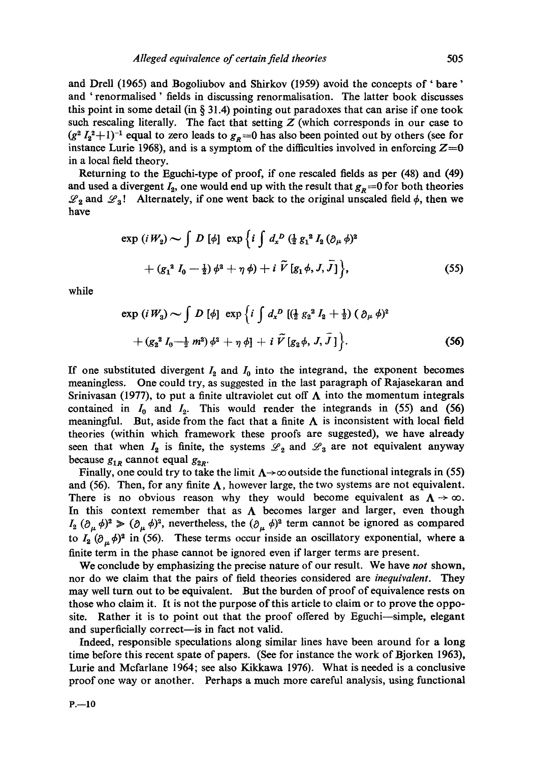and Drell (1965) and Bogoliubov and Shirkov (1959) avoid the concepts of 'bare' and 'renormalised' fields in discussing renormalisation. The latter book discusses this point in some detail (in § 31.4) pointing out paradoxes that can arise if one took such rescaling literally. The fact that setting $Z$ (which corresponds in our case to $(g^2 I_2^2+1)^{-1}$ equal to zero leads to $g_R=0$ has also been pointed out by others (see for instance Lurie 1968), and is a symptom of the difficulties involved in enforcing $Z=0$ in a local field theory.

Returning to the Eguchi-type of proof, if one rescaled fields as per (48) and (49) and used a divergent $I_2$, one would end up with the result that $g_R=0$ for both theories $\mathscr{L}_2$ and $\mathscr{L}_3$! Alternately, if one went back to the original unscaled field $\phi$, then we have

$$\exp(iW_2) \sim \int D[\phi] \exp\left\{ i \int d_x^D \left( \tfrac{1}{2} g_1^2 I_2 (\partial_\mu \phi)^2 + (g_1^2 I_0 - \tfrac{1}{2}) \phi^2 + \eta \phi \right) + i \tilde{V}[g_1 \phi, J, \bar{J}] \right\}, \tag{55}$$

while

$$\exp(iW_3) \sim \int D[\phi] \exp\left\{ i \int d_x^D \left[ (\tfrac{1}{2} g_2^2 I_2 + \tfrac{1}{2}) (\partial_\mu \phi)^2 + (g_2^2 I_0 - \tfrac{1}{2} m^2) \phi^2 + \eta \phi \right] + i \tilde{V}[g_2 \phi, J, \bar{J}] \right\}. \tag{56}$$

If one substituted divergent $I_2$ and $I_0$ into the integrand, the exponent becomes meaningless. One could try, as suggested in the last paragraph of Rajasekaran and Srinivasan (1977), to put a finite ultraviolet cut off $\Lambda$ into the momentum integrals contained in $I_0$ and $I_2$. This would render the integrands in (55) and (56) meaningful. But, aside from the fact that a finite $\Lambda$ is inconsistent with local field theories (within which framework these proofs are suggested), we have already seen that when $I_2$ is finite, the systems $\mathscr{L}_2$ and $\mathscr{L}_3$ are not equivalent anyway because $g_{1R}$ cannot equal $g_{2R}$.

Finally, one could try to take the limit $\Lambda \to \infty$ outside the functional integrals in (55) and (56). Then, for any finite $\Lambda$, however large, the two systems are not equivalent. There is no obvious reason why they would become equivalent as $\Lambda \to \infty$. In this context remember that as $\Lambda$ becomes larger and larger, even though $I_2 (\partial_\mu \phi)^2 \gg (\partial_\mu \phi)^2$, nevertheless, the $(\partial_\mu \phi)^2$ term cannot be ignored as compared to $I_2 (\partial_\mu \phi)^2$ in (56). These terms occur inside an oscillatory exponential, where a finite term in the phase cannot be ignored even if larger terms are present.

We conclude by emphasizing the precise nature of our result. We have *not* shown, nor do we claim that the pairs of field theories considered are *inequivalent*. They may well turn out to be equivalent. But the burden of proof of equivalence rests on those who claim it. It is not the purpose of this article to claim or to prove the opposite. Rather it is to point out that the proof offered by Eguchi—simple, elegant and superficially correct—is in fact not valid.

Indeed, responsible speculations along similar lines have been around for a long time before this recent spate of papers. (See for instance the work of Bjorken 1963), Lurie and Mcfarlane 1964; see also Kikkawa 1976). What is needed is a conclusive proof one way or another. Perhaps a much more careful analysis, using functional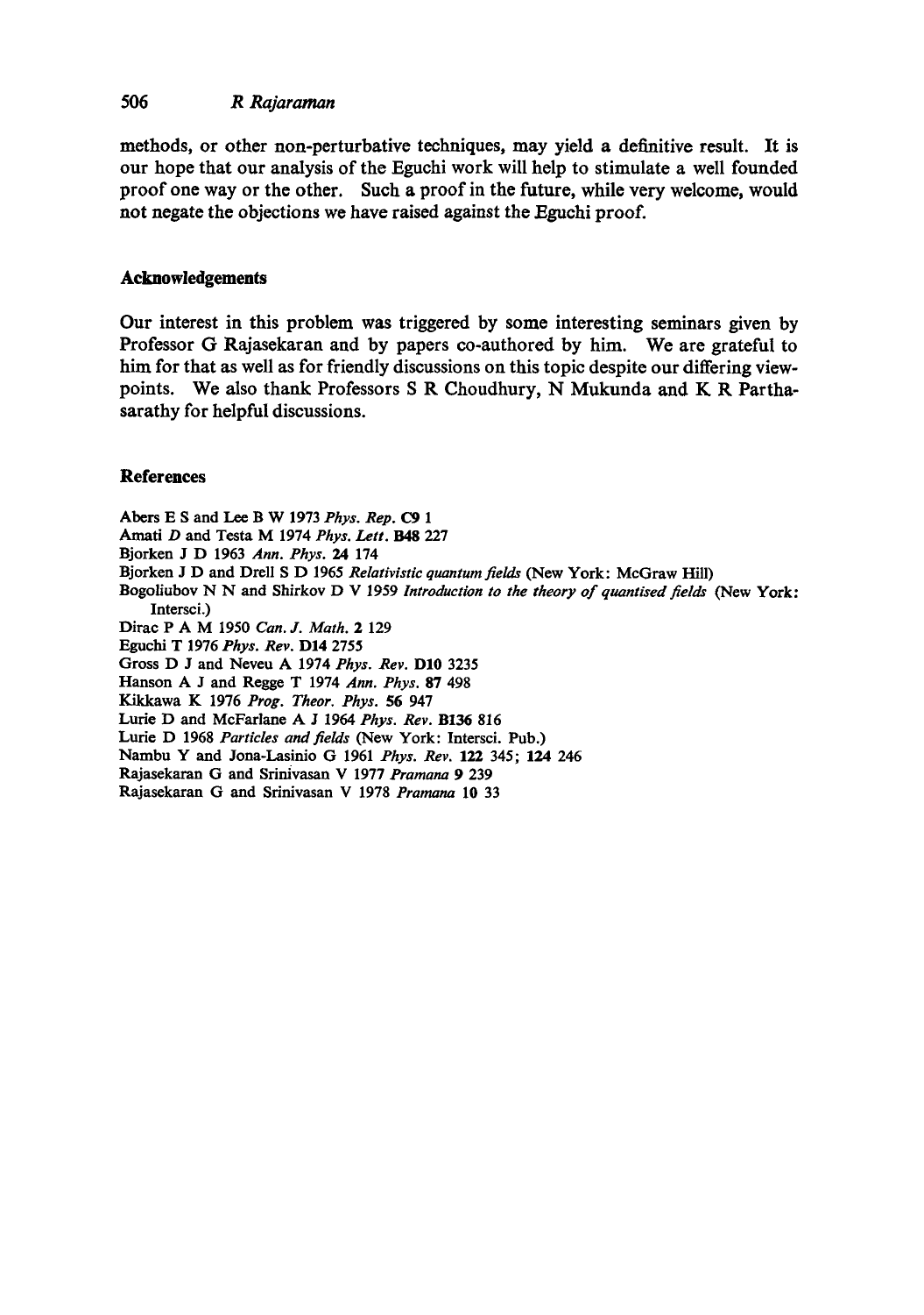methods, or other non-perturbative techniques, may yield a definitive result. It is our hope that our analysis of the Eguchi work will help to stimulate a well founded proof one way or the other. Such a proof in the future, while very welcome, would not negate the objections we have raised against the Eguchi proof.

## Acknowledgements

Our interest in this problem was triggered by some interesting seminars given by Professor G Rajasekaran and by papers co-authored by him. We are grateful to him for that as well as for friendly discussions on this topic despite our differing viewpoints. We also thank Professors S R Choudhury, N Mukunda and K R Parthasarathy for helpful discussions.

## References

Abers E S and Lee B W 1973 *Phys. Rep.* **C9** 1
Amati D and Testa M 1974 *Phys. Lett.* **B48** 227
Bjorken J D 1963 *Ann. Phys.* **24** 174
Bjorken J D and Drell S D 1965 *Relativistic quantum fields* (New York: McGraw Hill)
Bogoliubov N N and Shirkov D V 1959 *Introduction to the theory of quantised fields* (New York: Intersci.)
Dirac P A M 1950 *Can. J. Math.* **2** 129
Eguchi T 1976 *Phys. Rev.* **D14** 2755
Gross D J and Neveu A 1974 *Phys. Rev.* **D10** 3235
Hanson A J and Regge T 1974 *Ann. Phys.* **87** 498
Kikkawa K 1976 *Prog. Theor. Phys.* **56** 947
Lurie D and McFarlane A J 1964 *Phys. Rev.* **B136** 816
Lurie D 1968 *Particles and fields* (New York: Intersci. Pub.)
Nambu Y and Jona-Lasinio G 1961 *Phys. Rev.* **122** 345; **124** 246
Rajasekaran G and Srinivasan V 1977 *Pramana* **9** 239
Rajasekaran G and Srinivasan V 1978 *Pramana* **10** 33